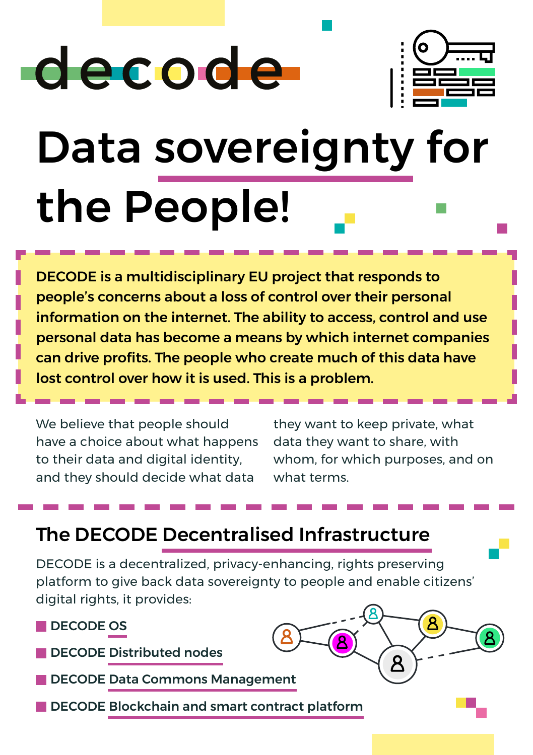# decode

# Data sovereignty for the People!

**DECODE is a multidisciplinary EU project that responds to people's concerns about a loss of control over their personal information on the internet. The ability to access, control and use personal data has become a means by which internet companies can drive profits. The people who create much of this data have lost control over how it is used. This is a problem.**

We believe that people should have a choice about what happens to their data and digital identity, and they should decide what data they want to keep private, what data they want to share, with whom, for which purposes, and on what terms.

## The DECODE Decentralised Infrastructure

DECODE is a decentralized, privacy-enhancing, rights preserving platform to give back data sovereignty to people and enable citizens' digital rights, it provides:

- DECODE OS
- DECODE Distributed nodes
- DECODE Data Commons Management
- DECODE Blockchain and smart contract platform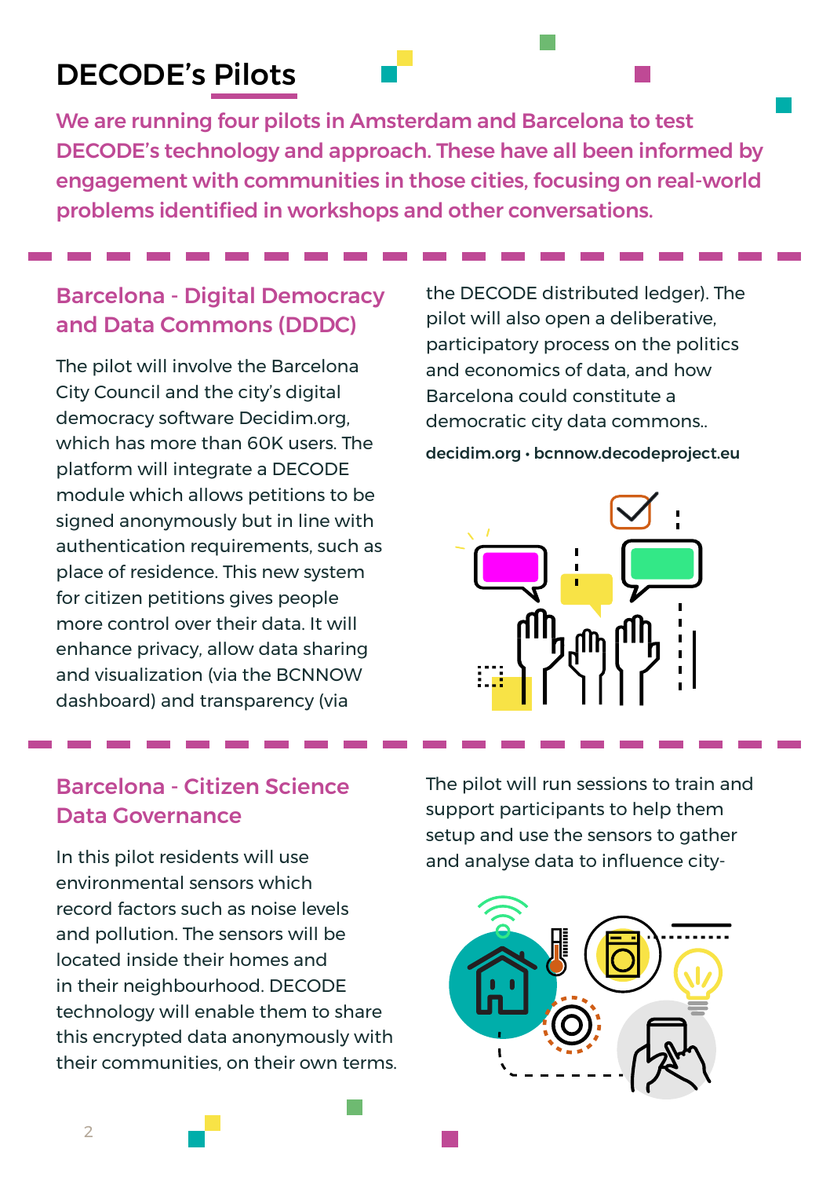# DECODE's Pilots

**We are running four pilots in Amsterdam and Barcelona to test DECODE's technology and approach. These have all been informed by engagement with communities in those cities, focusing on real-world problems identified in workshops and other conversations.**

## Barcelona - Digital Democracy and Data Commons (DDDC)

The pilot will involve the Barcelona City Council and the city's digital democracy software Decidim.org, which has more than 60K users. The platform will integrate a DECODE module which allows petitions to be signed anonymously but in line with authentication requirements, such as place of residence. This new system for citizen petitions gives people more control over their data. It will enhance privacy, allow data sharing and visualization (via the BCNNOW dashboard) and transparency (via the DECODE distributed ledger). The pilot will also open a deliberative, participatory process on the politics and economics of data, and how Barcelona could constitute a democratic city data commons..

**decidim.org • bcnnow.decodeproject.eu**

## Barcelona - Citizen Science Data Governance

In this pilot residents will use environmental sensors which record factors such as noise levels and pollution. The sensors will be located inside their homes and in their neighbourhood. DECODE technology will enable them to share this encrypted data anonymously with their communities, on their own terms. The pilot will run sessions to train and support participants to help them setup and use the sensors to gather and analyse data to influence city-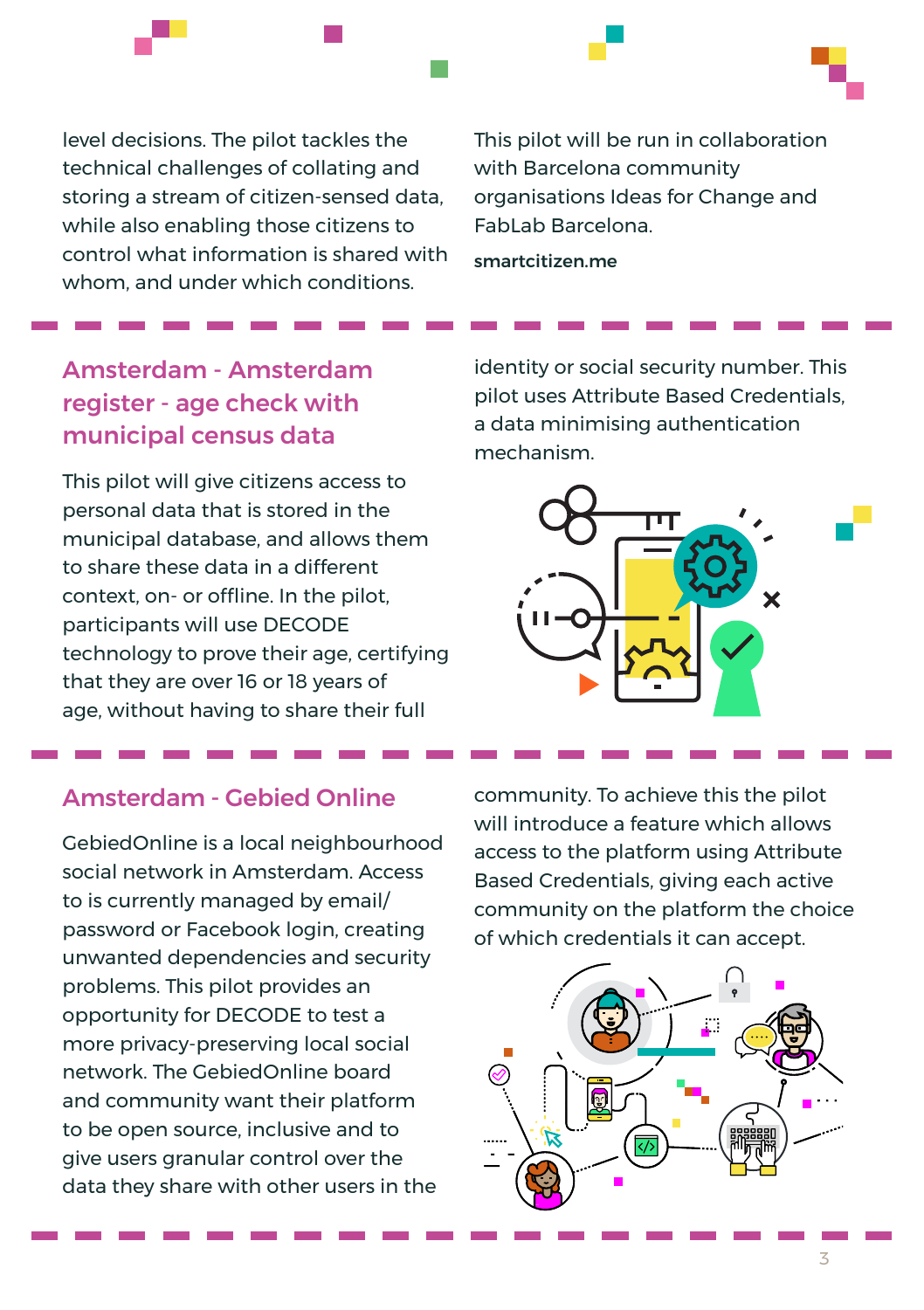level decisions. The pilot tackles the technical challenges of collating and storing a stream of citizen-sensed data, while also enabling those citizens to control what information is shared with whom, and under which conditions.

This pilot will be run in collaboration with Barcelona community organisations Ideas for Change and FabLab Barcelona.

**smartcitizen.me**

## Amsterdam - Amsterdam register - age check with municipal census data

This pilot will give citizens access to personal data that is stored in the municipal database, and allows them to share these data in a different context, on- or offline. In the pilot, participants will use DECODE technology to prove their age, certifying that they are over 16 or 18 years of age, without having to share their full identity or social security number. This pilot uses Attribute Based Credentials, a data minimising authentication mechanism.

## Amsterdam - Gebied Online

GebiedOnline is a local neighbourhood social network in Amsterdam. Access to is currently managed by email/password or Facebook login, creating unwanted dependencies and security problems. This pilot provides an opportunity for DECODE to test a more privacy-preserving local social network. The GebiedOnline board and community want their platform to be open source, inclusive and to give users granular control over the data they share with other users in the community. To achieve this the pilot will introduce a feature which allows access to the platform using Attribute Based Credentials, giving each active community on the platform the choice of which credentials it can accept.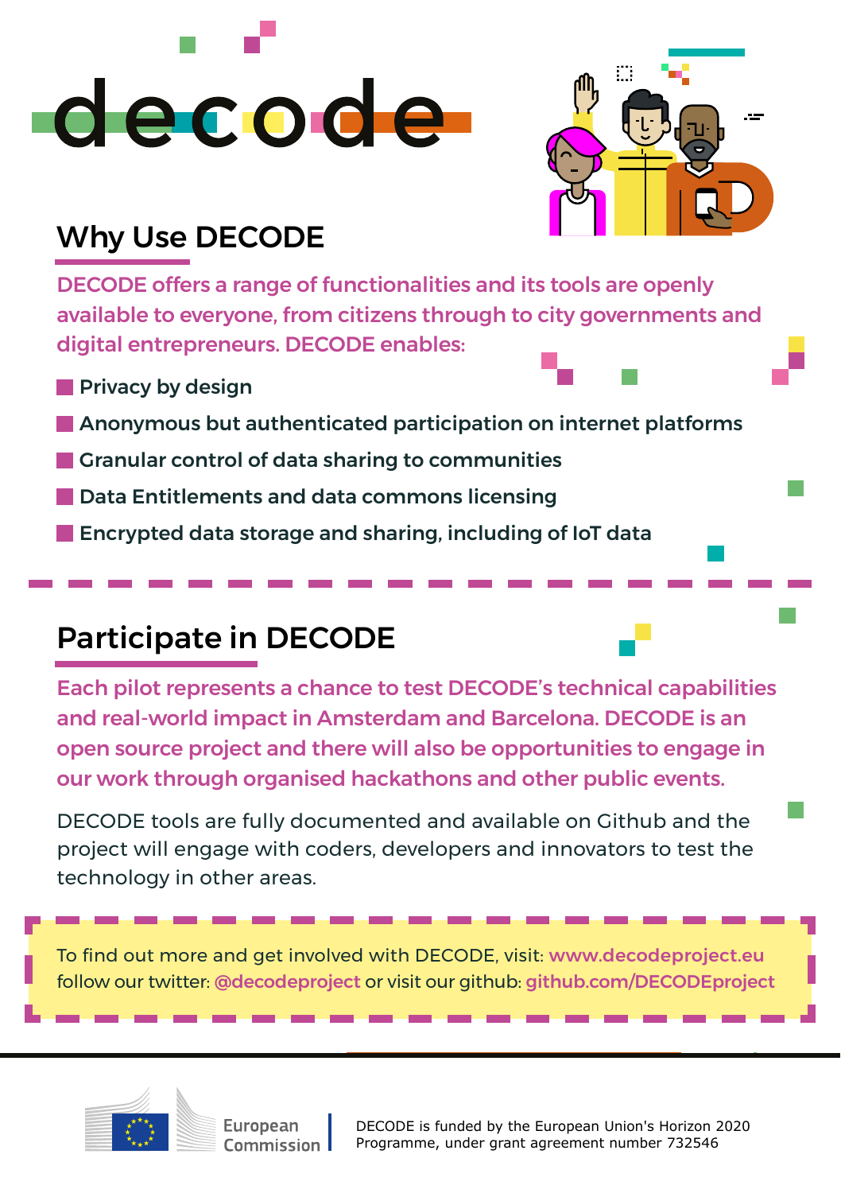# decode

## Why Use DECODE

DECODE offers a range of functionalities and its tools are openly available to everyone, from citizens through to city governments and digital entrepreneurs. DECODE enables:

- Privacy by design
- Anonymous but authenticated participation on internet platforms
- Granular control of data sharing to communities
- Data Entitlements and data commons licensing
- Encrypted data storage and sharing, including of IoT data

## Participate in DECODE

Each pilot represents a chance to test DECODE's technical capabilities and real-world impact in Amsterdam and Barcelona. DECODE is an open source project and there will also be opportunities to engage in our work through organised hackathons and other public events.

DECODE tools are fully documented and available on Github and the project will engage with coders, developers and innovators to test the technology in other areas.

To find out more and get involved with DECODE, visit: www.decodeproject.eu follow our twitter: @decodeproject or visit our github: github.com/DECODEproject

European Commission

DECODE is funded by the European Union's Horizon 2020 Programme, under grant agreement number 732546